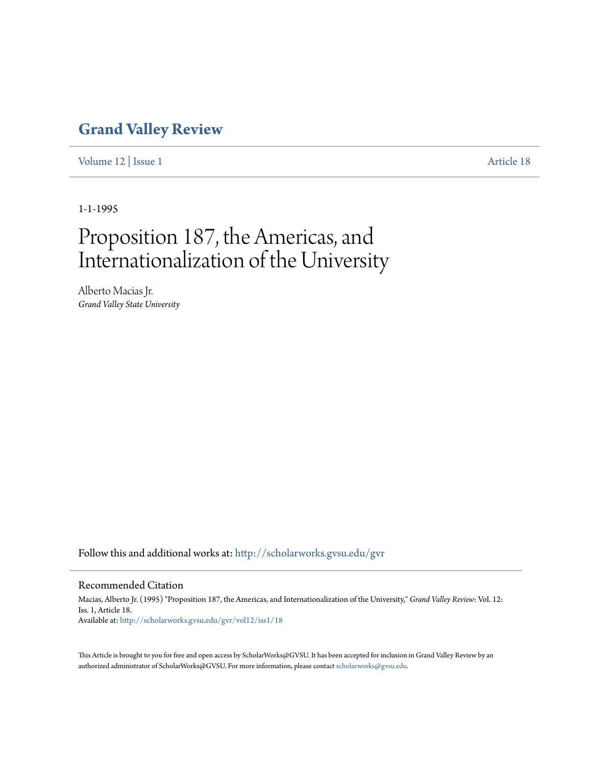# Grand Valley Review

Volume 12 | Issue 1 Article 18

1-1-1995

# Proposition 187, the Americas, and Internationalization of the University

Alberto Macias Jr.
*Grand Valley State University*

Follow this and additional works at: http://scholarworks.gvsu.edu/gvr

## Recommended Citation

Macias, Alberto Jr. (1995) "Proposition 187, the Americas, and Internationalization of the University," *Grand Valley Review*: Vol. 12: Iss. 1, Article 18.
Available at: http://scholarworks.gvsu.edu/gvr/vol12/iss1/18

This Article is brought to you for free and open access by ScholarWorks@GVSU. It has been accepted for inclusion in Grand Valley Review by an authorized administrator of ScholarWorks@GVSU. For more information, please contact scholarworks@gvsu.edu.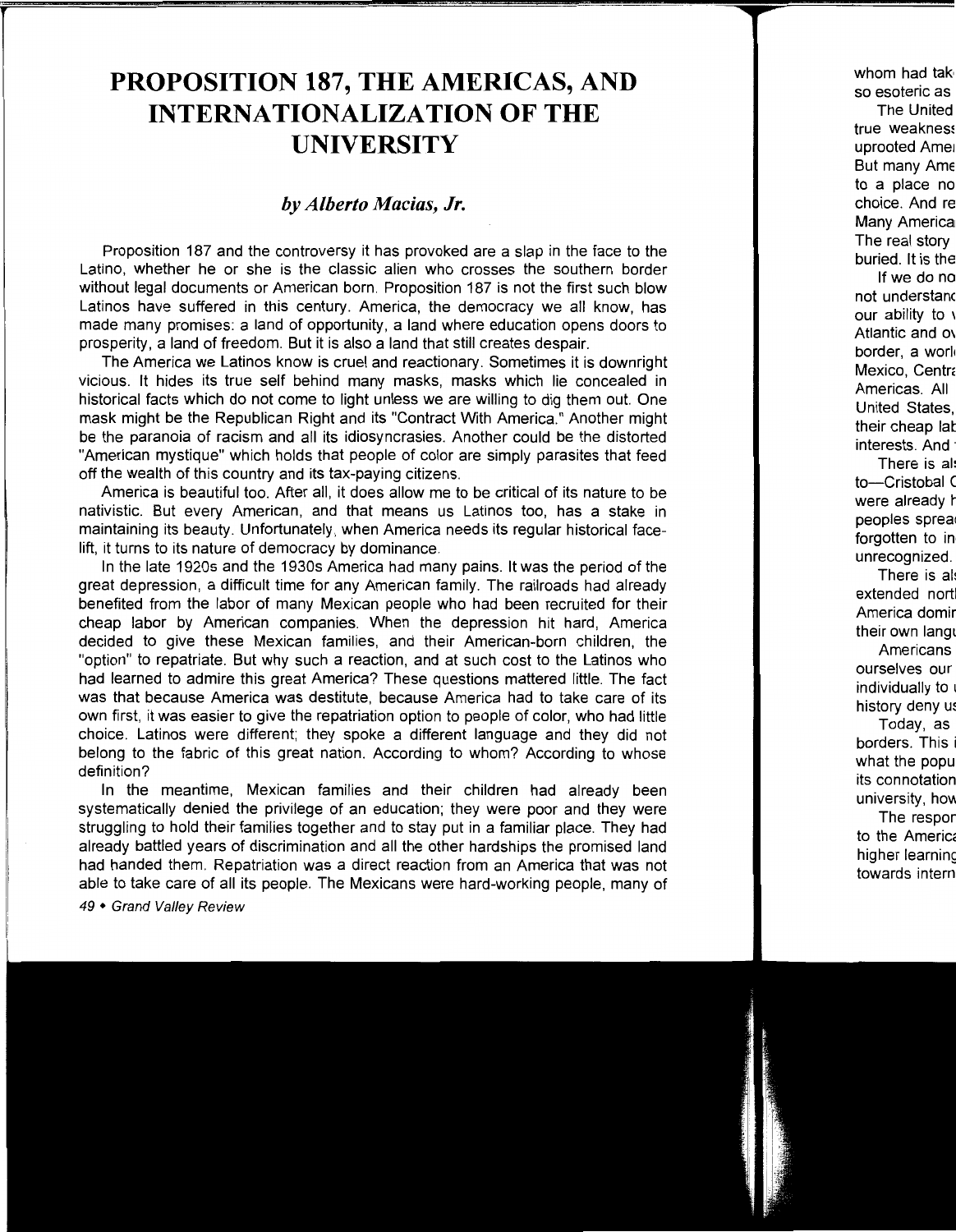# PROPOSITION 187, THE AMERICAS, AND INTERNATIONALIZATION OF THE UNIVERSITY

*by Alberto Macias, Jr.*

Proposition 187 and the controversy it has provoked are a slap in the face to the Latino, whether he or she is the classic alien who crosses the southern border without legal documents or American born. Proposition 187 is not the first such blow Latinos have suffered in this century. America, the democracy we all know, has made many promises: a land of opportunity, a land where education opens doors to prosperity, a land of freedom. But it is also a land that still creates despair.

The America we Latinos know is cruel and reactionary. Sometimes it is downright vicious. It hides its true self behind many masks, masks which lie concealed in historical facts which do not come to light unless we are willing to dig them out. One mask might be the Republican Right and its "Contract With America." Another might be the paranoia of racism and all its idiosyncrasies. Another could be the distorted "American mystique" which holds that people of color are simply parasites that feed off the wealth of this country and its tax-paying citizens.

America is beautiful too. After all, it does allow me to be critical of its nature to be nativistic. But every American, and that means us Latinos too, has a stake in maintaining its beauty. Unfortunately, when America needs its regular historical face-lift, it turns to its nature of democracy by dominance.

In the late 1920s and the 1930s America had many pains. It was the period of the great depression, a difficult time for any American family. The railroads had already benefited from the labor of many Mexican people who had been recruited for their cheap labor by American companies. When the depression hit hard, America decided to give these Mexican families, and their American-born children, the "option" to repatriate. But why such a reaction, and at such cost to the Latinos who had learned to admire this great America? These questions mattered little. The fact was that because America was destitute, because America had to take care of its own first, it was easier to give the repatriation option to people of color, who had little choice. Latinos were different; they spoke a different language and they did not belong to the fabric of this great nation. According to whom? According to whose definition?

In the meantime, Mexican families and their children had already been systematically denied the privilege of an education; they were poor and they were struggling to hold their families together and to stay put in a familiar place. They had already battled years of discrimination and all the other hardships the promised land had handed them. Repatriation was a direct reaction from an America that was not able to take care of all its people. The Mexicans were hard-working people, many of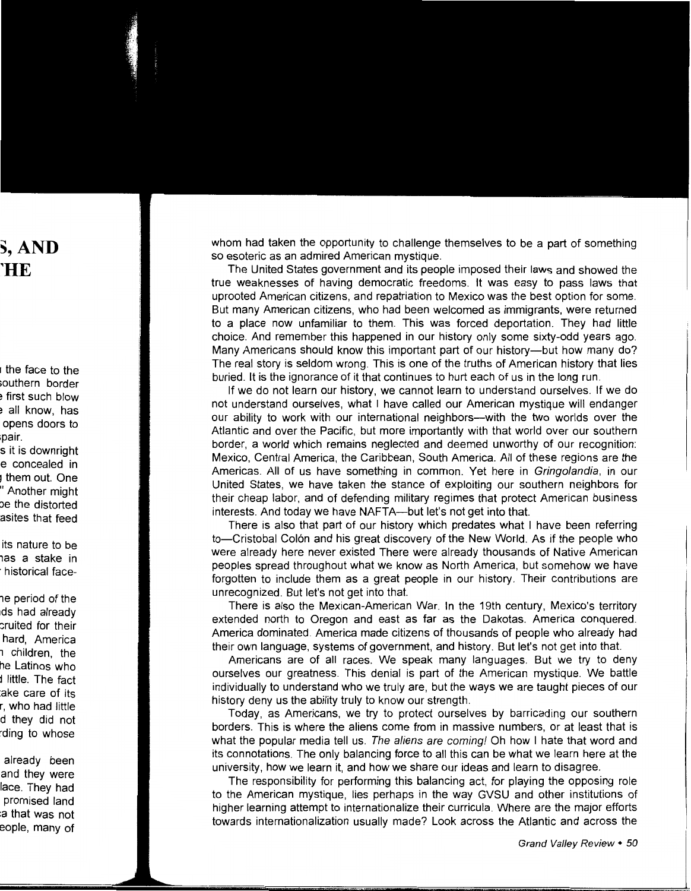whom had taken the opportunity to challenge themselves to be a part of something so esoteric as an admired American mystique.

The United States government and its people imposed their laws and showed the true weaknesses of having democratic freedoms. It was easy to pass laws that uprooted American citizens, and repatriation to Mexico was the best option for some. But many American citizens, who had been welcomed as immigrants, were returned to a place now unfamiliar to them. This was forced deportation. They had little choice. And remember this happened in our history only some sixty-odd years ago. Many Americans should know this important part of our history—but how many do? The real story is seldom wrong. This is one of the truths of American history that lies buried. It is the ignorance of it that continues to hurt each of us in the long run.

If we do not learn our history, we cannot learn to understand ourselves. If we do not understand ourselves, what I have called our American mystique will endanger our ability to work with our international neighbors—with the two worlds over the Atlantic and over the Pacific, but more importantly with that world over our southern border, a world which remains neglected and deemed unworthy of our recognition: Mexico, Central America, the Caribbean, South America. All of these regions are the Americas. All of us have something in common. Yet here in *Gringolandia*, in our United States, we have taken the stance of exploiting our southern neighbors for their cheap labor, and of defending military regimes that protect American business interests. And today we have NAFTA—but let's not get into that.

There is also that part of our history which predates what I have been referring to—Cristobal Colón and his great discovery of the New World. As if the people who were already here never existed There were already thousands of Native American peoples spread throughout what we know as North America, but somehow we have forgotten to include them as a great people in our history. Their contributions are unrecognized. But let's not get into that.

There is also the Mexican-American War. In the 19th century, Mexico's territory extended north to Oregon and east as far as the Dakotas. America conquered. America dominated. America made citizens of thousands of people who already had their own language, systems of government, and history. But let's not get into that.

Americans are of all races. We speak many languages. But we try to deny ourselves our greatness. This denial is part of the American mystique. We battle individually to understand who we truly are, but the ways we are taught pieces of our history deny us the ability truly to know our strength.

Today, as Americans, we try to protect ourselves by barricading our southern borders. This is where the aliens come from in massive numbers, or at least that is what the popular media tell us. *The aliens are coming!* Oh how I hate that word and its connotations. The only balancing force to all this can be what we learn here at the university, how we learn it, and how we share our ideas and learn to disagree.

The responsibility for performing this balancing act, for playing the opposing role to the American mystique, lies perhaps in the way GVSU and other institutions of higher learning attempt to internationalize their curricula. Where are the major efforts towards internationalization usually made? Look across the Atlantic and across the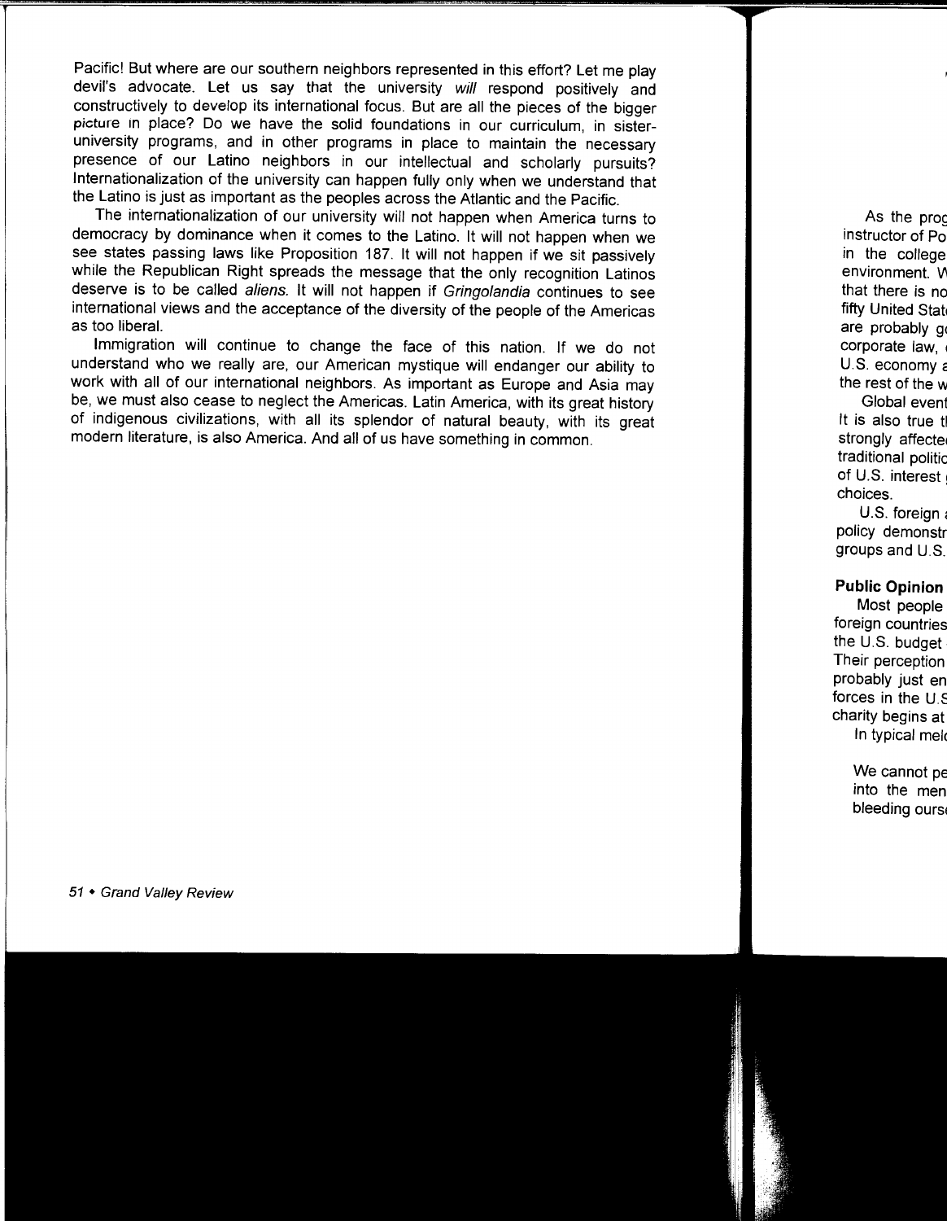Pacific! But where are our southern neighbors represented in this effort? Let me play devil's advocate. Let us say that the university *will* respond positively and constructively to develop its international focus. But are all the pieces of the bigger picture in place? Do we have the solid foundations in our curriculum, in sister-university programs, and in other programs in place to maintain the necessary presence of our Latino neighbors in our intellectual and scholarly pursuits? Internationalization of the university can happen fully only when we understand that the Latino is just as important as the peoples across the Atlantic and the Pacific.

The internationalization of our university will not happen when America turns to democracy by dominance when it comes to the Latino. It will not happen when we see states passing laws like Proposition 187. It will not happen if we sit passively while the Republican Right spreads the message that the only recognition Latinos deserve is to be called *aliens.* It will not happen if *Gringolandia* continues to see international views and the acceptance of the diversity of the people of the Americas as too liberal.

Immigration will continue to change the face of this nation. If we do not understand who we really are, our American mystique will endanger our ability to work with all of our international neighbors. As important as Europe and Asia may be, we must also cease to neglect the Americas. Latin America, with its great history of indigenous civilizations, with all its splendor of natural beauty, with its great modern literature, is also America. And all of us have something in common.